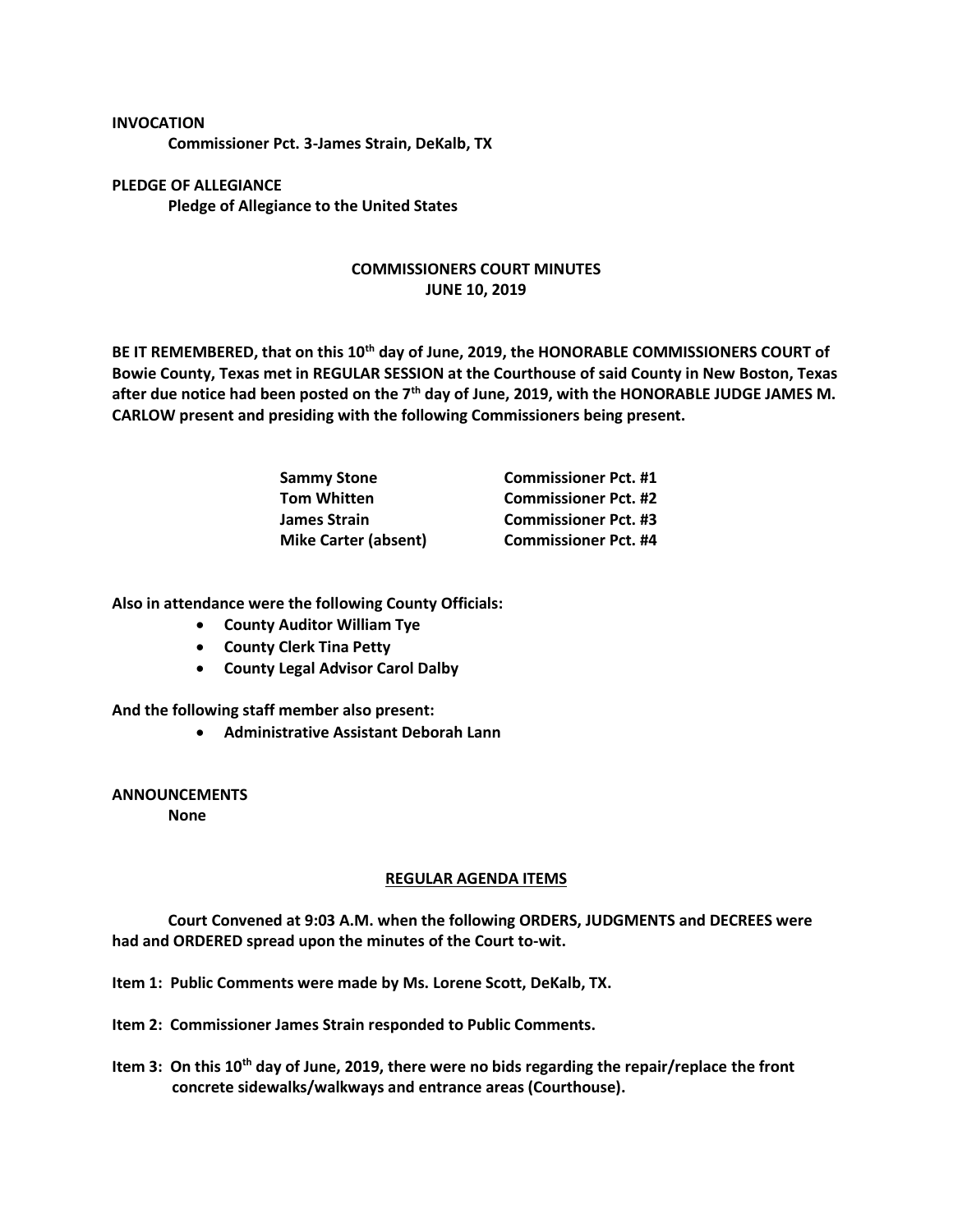**INVOCATION**

**Commissioner Pct. 3-James Strain, DeKalb, TX**

**PLEDGE OF ALLEGIANCE**

**Pledge of Allegiance to the United States**

**COMMISSIONERS COURT MINUTES**
**JUNE 10, 2019**

**BE IT REMEMBERED, that on this 10th day of June, 2019, the HONORABLE COMMISSIONERS COURT of Bowie County, Texas met in REGULAR SESSION at the Courthouse of said County in New Boston, Texas after due notice had been posted on the 7th day of June, 2019, with the HONORABLE JUDGE JAMES M. CARLOW present and presiding with the following Commissioners being present.**

| | |
|---|---|
| **Sammy Stone** | **Commissioner Pct. #1** |
| **Tom Whitten** | **Commissioner Pct. #2** |
| **James Strain** | **Commissioner Pct. #3** |
| **Mike Carter (absent)** | **Commissioner Pct. #4** |

**Also in attendance were the following County Officials:**

- **County Auditor William Tye**
- **County Clerk Tina Petty**
- **County Legal Advisor Carol Dalby**

**And the following staff member also present:**

- **Administrative Assistant Deborah Lann**

**ANNOUNCEMENTS**

**None**

**REGULAR AGENDA ITEMS**

**Court Convened at 9:03 A.M. when the following ORDERS, JUDGMENTS and DECREES were had and ORDERED spread upon the minutes of the Court to-wit.**

**Item 1: Public Comments were made by Ms. Lorene Scott, DeKalb, TX.**

**Item 2: Commissioner James Strain responded to Public Comments.**

**Item 3: On this 10th day of June, 2019, there were no bids regarding the repair/replace the front concrete sidewalks/walkways and entrance areas (Courthouse).**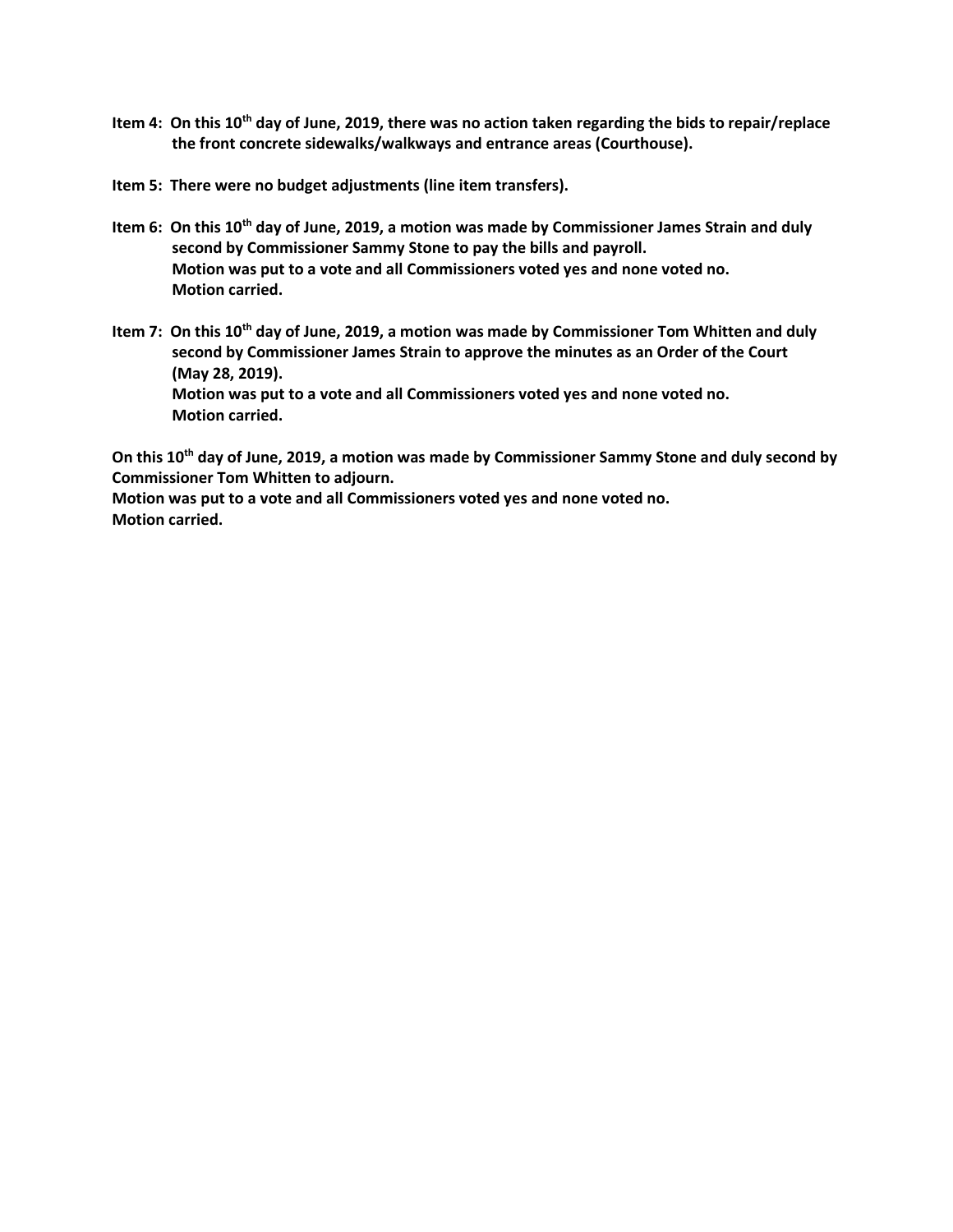**Item 4: On this 10th day of June, 2019, there was no action taken regarding the bids to repair/replace the front concrete sidewalks/walkways and entrance areas (Courthouse).**

**Item 5: There were no budget adjustments (line item transfers).**

**Item 6: On this 10th day of June, 2019, a motion was made by Commissioner James Strain and duly second by Commissioner Sammy Stone to pay the bills and payroll.**
**Motion was put to a vote and all Commissioners voted yes and none voted no.**
**Motion carried.**

**Item 7: On this 10th day of June, 2019, a motion was made by Commissioner Tom Whitten and duly second by Commissioner James Strain to approve the minutes as an Order of the Court (May 28, 2019).**
**Motion was put to a vote and all Commissioners voted yes and none voted no.**
**Motion carried.**

**On this 10th day of June, 2019, a motion was made by Commissioner Sammy Stone and duly second by Commissioner Tom Whitten to adjourn.**
**Motion was put to a vote and all Commissioners voted yes and none voted no.**
**Motion carried.**